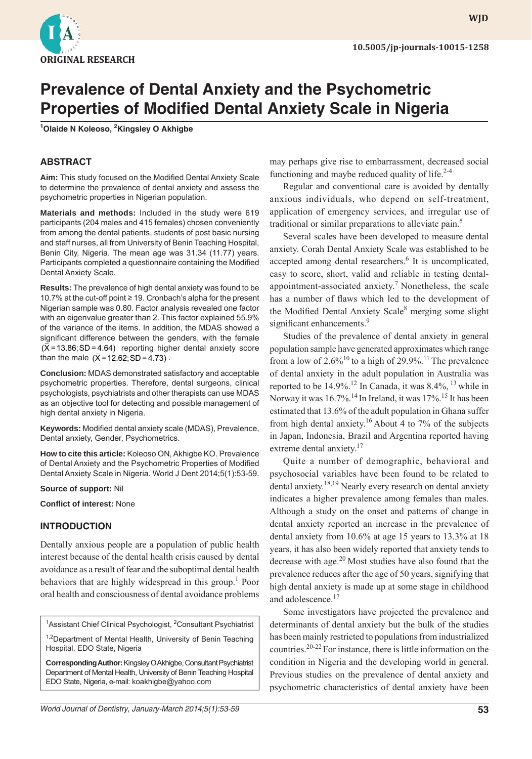ORIGINAL RESEARCH

10.5005/jp-journals-10015-1258

# Prevalence of Dental Anxiety and the Psychometric Properties of Modified Dental Anxiety Scale in Nigeria

[1]Olaide N Koleoso, [2]Kingsley O Akhigbe

## ABSTRACT

**Aim:** This study focused on the Modified Dental Anxiety Scale to determine the prevalence of dental anxiety and assess the psychometric properties in Nigerian population.

**Materials and methods:** Included in the study were 619 participants (204 males and 415 females) chosen conveniently from among the dental patients, students of post basic nursing and staff nurses, all from University of Benin Teaching Hospital, Benin City, Nigeria. The mean age was 31.34 (11.77) years. Participants completed a questionnaire containing the Modified Dental Anxiety Scale.

**Results:** The prevalence of high dental anxiety was found to be 10.7% at the cut-off point ≥ 19. Cronbach's alpha for the present Nigerian sample was 0.80. Factor analysis revealed one factor with an eigenvalue greater than 2. This factor explained 55.9% of the variance of the items. In addition, the MDAS showed a significant difference between the genders, with the female $(\bar{X} = 13.86; SD = 4.64)$ reporting higher dental anxiety score than the male $(\bar{X} = 12.62; SD = 4.73)$.

**Conclusion:** MDAS demonstrated satisfactory and acceptable psychometric properties. Therefore, dental surgeons, clinical psychologists, psychiatrists and other therapists can use MDAS as an objective tool for detecting and possible management of high dental anxiety in Nigeria.

**Keywords:** Modified dental anxiety scale (MDAS), Prevalence, Dental anxiety, Gender, Psychometrics.

**How to cite this article:** Koleoso ON, Akhigbe KO. Prevalence of Dental Anxiety and the Psychometric Properties of Modified Dental Anxiety Scale in Nigeria. World J Dent 2014;5(1):53-59.

**Source of support:** Nil

**Conflict of interest:** None

## INTRODUCTION

Dentally anxious people are a population of public health interest because of the dental health crisis caused by dental avoidance as a result of fear and the suboptimal dental health behaviors that are highly widespread in this group.[1] Poor oral health and consciousness of dental avoidance problems may perhaps give rise to embarrassment, decreased social functioning and maybe reduced quality of life.[2-4]

Regular and conventional care is avoided by dentally anxious individuals, who depend on self-treatment, application of emergency services, and irregular use of traditional or similar preparations to alleviate pain.[5]

Several scales have been developed to measure dental anxiety. Corah Dental Anxiety Scale was established to be accepted among dental researchers.[6] It is uncomplicated, easy to score, short, valid and reliable in testing dental-appointment-associated anxiety.[7] Nonetheless, the scale has a number of flaws which led to the development of the Modified Dental Anxiety Scale[8] merging some slight significant enhancements.[9]

Studies of the prevalence of dental anxiety in general population sample have generated approximates which range from a low of 2.6%[10] to a high of 29.9%.[11] The prevalence of dental anxiety in the adult population in Australia was reported to be 14.9%.[12] In Canada, it was 8.4%,[13] while in Norway it was 16.7%.[14] In Ireland, it was 17%.[15] It has been estimated that 13.6% of the adult population in Ghana suffer from high dental anxiety.[16] About 4 to 7% of the subjects in Japan, Indonesia, Brazil and Argentina reported having extreme dental anxiety.[17]

Quite a number of demographic, behavioral and psychosocial variables have been found to be related to dental anxiety.[18,19] Nearly every research on dental anxiety indicates a higher prevalence among females than males. Although a study on the onset and patterns of change in dental anxiety reported an increase in the prevalence of dental anxiety from 10.6% at age 15 years to 13.3% at 18 years, it has also been widely reported that anxiety tends to decrease with age.[20] Most studies have also found that the prevalence reduces after the age of 50 years, signifying that high dental anxiety is made up at some stage in childhood and adolescence.[17]

Some investigators have projected the prevalence and determinants of dental anxiety but the bulk of the studies has been mainly restricted to populations from industrialized countries.[20-22] For instance, there is little information on the condition in Nigeria and the developing world in general. Previous studies on the prevalence of dental anxiety and psychometric characteristics of dental anxiety have been

[1]Assistant Chief Clinical Psychologist, [2]Consultant Psychiatrist

[1,2]Department of Mental Health, University of Benin Teaching Hospital, EDO State, Nigeria

**Corresponding Author:** Kingsley O Akhigbe, Consultant Psychiatrist Department of Mental Health, University of Benin Teaching Hospital EDO State, Nigeria, e-mail: koakhigbe@yahoo.com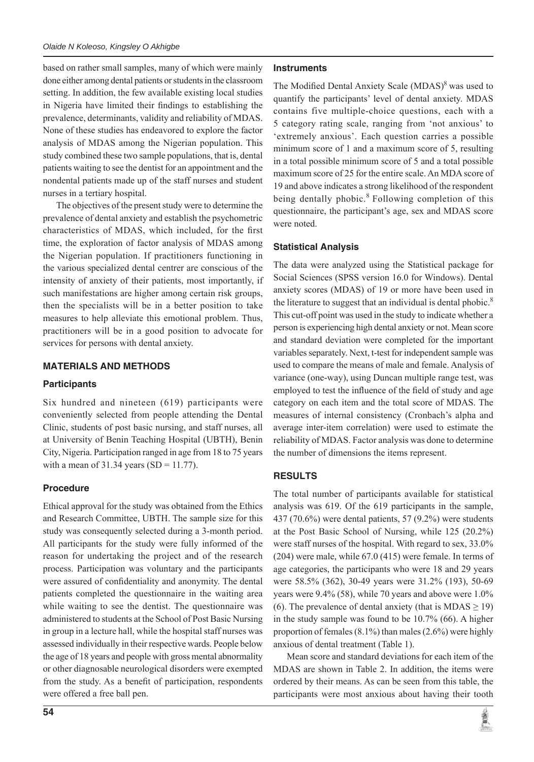based on rather small samples, many of which were mainly done either among dental patients or students in the classroom setting. In addition, the few available existing local studies in Nigeria have limited their findings to establishing the prevalence, determinants, validity and reliability of MDAS. None of these studies has endeavored to explore the factor analysis of MDAS among the Nigerian population. This study combined these two sample populations, that is, dental patients waiting to see the dentist for an appointment and the nondental patients made up of the staff nurses and student nurses in a tertiary hospital.

The objectives of the present study were to determine the prevalence of dental anxiety and establish the psychometric characteristics of MDAS, which included, for the first time, the exploration of factor analysis of MDAS among the Nigerian population. If practitioners functioning in the various specialized dental centrer are conscious of the intensity of anxiety of their patients, most importantly, if such manifestations are higher among certain risk groups, then the specialists will be in a better position to take measures to help alleviate this emotional problem. Thus, practitioners will be in a good position to advocate for services for persons with dental anxiety.

## MATERIALS AND METHODS

### Participants

Six hundred and nineteen (619) participants were conveniently selected from people attending the Dental Clinic, students of post basic nursing, and staff nurses, all at University of Benin Teaching Hospital (UBTH), Benin City, Nigeria. Participation ranged in age from 18 to 75 years with a mean of 31.34 years (SD = 11.77).

### Procedure

Ethical approval for the study was obtained from the Ethics and Research Committee, UBTH. The sample size for this study was consequently selected during a 3-month period. All participants for the study were fully informed of the reason for undertaking the project and of the research process. Participation was voluntary and the participants were assured of confidentiality and anonymity. The dental patients completed the questionnaire in the waiting area while waiting to see the dentist. The questionnaire was administered to students at the School of Post Basic Nursing in group in a lecture hall, while the hospital staff nurses was assessed individually in their respective wards. People below the age of 18 years and people with gross mental abnormality or other diagnosable neurological disorders were exempted from the study. As a benefit of participation, respondents were offered a free ball pen.

### Instruments

The Modified Dental Anxiety Scale (MDAS)[8] was used to quantify the participants' level of dental anxiety. MDAS contains five multiple-choice questions, each with a 5 category rating scale, ranging from 'not anxious' to 'extremely anxious'. Each question carries a possible minimum score of 1 and a maximum score of 5, resulting in a total possible minimum score of 5 and a total possible maximum score of 25 for the entire scale. An MDA score of 19 and above indicates a strong likelihood of the respondent being dentally phobic.[8] Following completion of this questionnaire, the participant's age, sex and MDAS score were noted.

### Statistical Analysis

The data were analyzed using the Statistical package for Social Sciences (SPSS version 16.0 for Windows). Dental anxiety scores (MDAS) of 19 or more have been used in the literature to suggest that an individual is dental phobic.[8] This cut-off point was used in the study to indicate whether a person is experiencing high dental anxiety or not. Mean score and standard deviation were completed for the important variables separately. Next, t-test for independent sample was used to compare the means of male and female. Analysis of variance (one-way), using Duncan multiple range test, was employed to test the influence of the field of study and age category on each item and the total score of MDAS. The measures of internal consistency (Cronbach's alpha and average inter-item correlation) were used to estimate the reliability of MDAS. Factor analysis was done to determine the number of dimensions the items represent.

## RESULTS

The total number of participants available for statistical analysis was 619. Of the 619 participants in the sample, 437 (70.6%) were dental patients, 57 (9.2%) were students at the Post Basic School of Nursing, while 125 (20.2%) were staff nurses of the hospital. With regard to sex, 33.0% (204) were male, while 67.0 (415) were female. In terms of age categories, the participants who were 18 and 29 years were 58.5% (362), 30-49 years were 31.2% (193), 50-69 years were 9.4% (58), while 70 years and above were 1.0% (6). The prevalence of dental anxiety (that is MDAS $\geq$ 19) in the study sample was found to be 10.7% (66). A higher proportion of females (8.1%) than males (2.6%) were highly anxious of dental treatment (Table 1).

Mean score and standard deviations for each item of the MDAS are shown in Table 2. In addition, the items were ordered by their means. As can be seen from this table, the participants were most anxious about having their tooth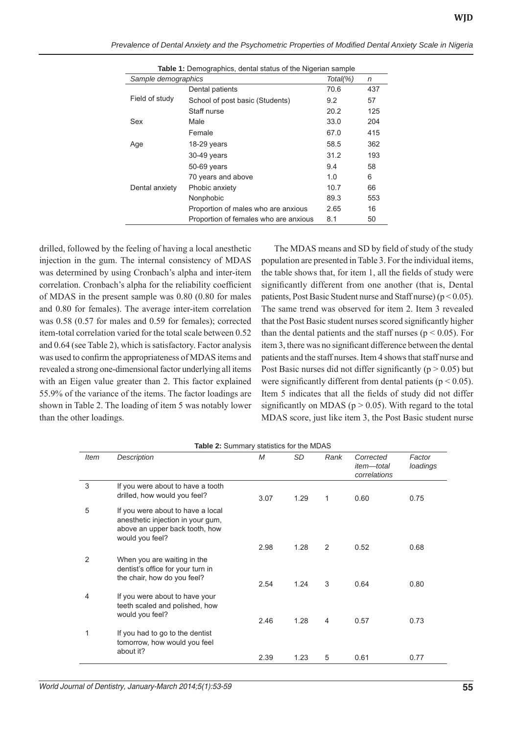**Table 1:** Demographics, dental status of the Nigerian sample

| Sample demographics | | Total(%) | n |
|---|---|---|---|
| Field of study | Dental patients | 70.6 | 437 |
| | School of post basic (Students) | 9.2 | 57 |
| | Staff nurse | 20.2 | 125 |
| Sex | Male | 33.0 | 204 |
| | Female | 67.0 | 415 |
| Age | 18-29 years | 58.5 | 362 |
| | 30-49 years | 31.2 | 193 |
| | 50-69 years | 9.4 | 58 |
| | 70 years and above | 1.0 | 6 |
| Dental anxiety | Phobic anxiety | 10.7 | 66 |
| | Nonphobic | 89.3 | 553 |
| | Proportion of males who are anxious | 2.65 | 16 |
| | Proportion of females who are anxious | 8.1 | 50 |

drilled, followed by the feeling of having a local anesthetic injection in the gum. The internal consistency of MDAS was determined by using Cronbach's alpha and inter-item correlation. Cronbach's alpha for the reliability coefficient of MDAS in the present sample was 0.80 (0.80 for males and 0.80 for females). The average inter-item correlation was 0.58 (0.57 for males and 0.59 for females); corrected item-total correlation varied for the total scale between 0.52 and 0.64 (see Table 2), which is satisfactory. Factor analysis was used to confirm the appropriateness of MDAS items and revealed a strong one-dimensional factor underlying all items with an Eigen value greater than 2. This factor explained 55.9% of the variance of the items. The factor loadings are shown in Table 2. The loading of item 5 was notably lower than the other loadings.

The MDAS means and SD by field of study of the study population are presented in Table 3. For the individual items, the table shows that, for item 1, all the fields of study were significantly different from one another (that is, Dental patients, Post Basic Student nurse and Staff nurse) ($p < 0.05$). The same trend was observed for item 2. Item 3 revealed that the Post Basic student nurses scored significantly higher than the dental patients and the staff nurses ($p < 0.05$). For item 3, there was no significant difference between the dental patients and the staff nurses. Item 4 shows that staff nurse and Post Basic nurses did not differ significantly ($p > 0.05$) but were significantly different from dental patients ($p < 0.05$). Item 5 indicates that all the fields of study did not differ significantly on MDAS ($p > 0.05$). With regard to the total MDAS score, just like item 3, the Post Basic student nurse

**Table 2:** Summary statistics for the MDAS

| Item | Description | M | SD | Rank | Corrected item—total correlations | Factor loadings |
|---|---|---|---|---|---|---|
| 3 | If you were about to have a tooth drilled, how would you feel? | 3.07 | 1.29 | 1 | 0.60 | 0.75 |
| 5 | If you were about to have a local anesthetic injection in your gum, above an upper back tooth, how would you feel? | 2.98 | 1.28 | 2 | 0.52 | 0.68 |
| 2 | When you are waiting in the dentist's office for your turn in the chair, how do you feel? | 2.54 | 1.24 | 3 | 0.64 | 0.80 |
| 4 | If you were about to have your teeth scaled and polished, how would you feel? | 2.46 | 1.28 | 4 | 0.57 | 0.73 |
| 1 | If you had to go to the dentist tomorrow, how would you feel about it? | 2.39 | 1.23 | 5 | 0.61 | 0.77 |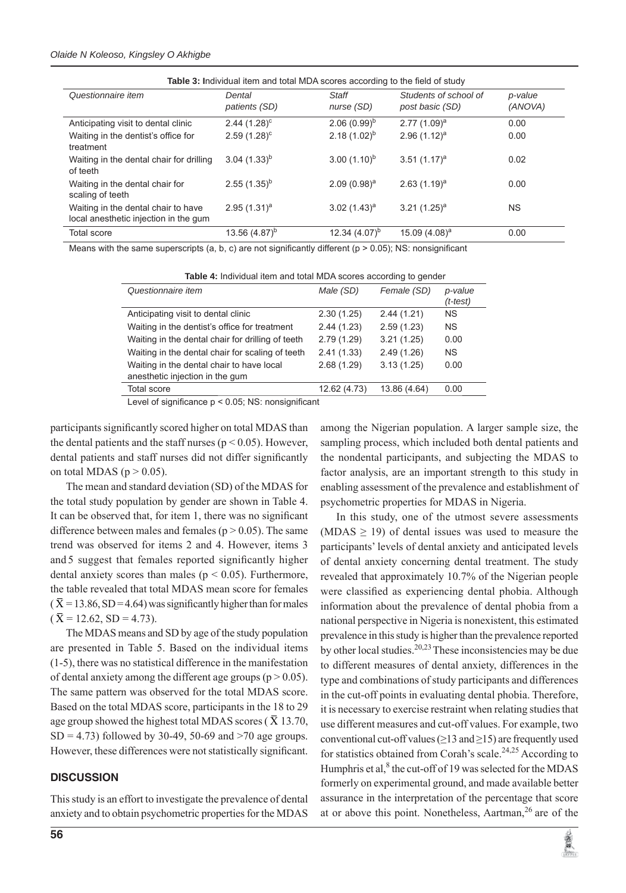**Table 3:** Individual item and total MDA scores according to the field of study

| Questionnaire item | Dental patients (SD) | Staff nurse (SD) | Students of school of post basic (SD) | p-value (ANOVA) |
|---|---|---|---|---|
| Anticipating visit to dental clinic | 2.44 (1.28)[c] | 2.06 (0.99)[b] | 2.77 (1.09)[a] | 0.00 |
| Waiting in the dentist's office for treatment | 2.59 (1.28)[c] | 2.18 (1.02)[b] | 2.96 (1.12)[a] | 0.00 |
| Waiting in the dental chair for drilling of teeth | 3.04 (1.33)[b] | 3.00 (1.10)[b] | 3.51 (1.17)[a] | 0.02 |
| Waiting in the dental chair for scaling of teeth | 2.55 (1.35)[b] | 2.09 (0.98)[a] | 2.63 (1.19)[a] | 0.00 |
| Waiting in the dental chair to have local anesthetic injection in the gum | 2.95 (1.31)[a] | 3.02 (1.43)[a] | 3.21 (1.25)[a] | NS |
| Total score | 13.56 (4.87)[b] | 12.34 (4.07)[b] | 15.09 (4.08)[a] | 0.00 |

Means with the same superscripts (a, b, c) are not significantly different ($p > 0.05$); NS: nonsignificant

**Table 4:** Individual item and total MDA scores according to gender

| Questionnaire item | Male (SD) | Female (SD) | p-value (t-test) |
|---|---|---|---|
| Anticipating visit to dental clinic | 2.30 (1.25) | 2.44 (1.21) | NS |
| Waiting in the dentist's office for treatment | 2.44 (1.23) | 2.59 (1.23) | NS |
| Waiting in the dental chair for drilling of teeth | 2.79 (1.29) | 3.21 (1.25) | 0.00 |
| Waiting in the dental chair for scaling of teeth | 2.41 (1.33) | 2.49 (1.26) | NS |
| Waiting in the dental chair to have local anesthetic injection in the gum | 2.68 (1.29) | 3.13 (1.25) | 0.00 |
| Total score | 12.62 (4.73) | 13.86 (4.64) | 0.00 |

Level of significance $p < 0.05$; NS: nonsignificant

participants significantly scored higher on total MDAS than the dental patients and the staff nurses ($p < 0.05$). However, dental patients and staff nurses did not differ significantly on total MDAS ($p > 0.05$).

The mean and standard deviation (SD) of the MDAS for the total study population by gender are shown in Table 4. It can be observed that, for item 1, there was no significant difference between males and females ($p > 0.05$). The same trend was observed for items 2 and 4. However, items 3 and 5 suggest that females reported significantly higher dental anxiety scores than males ($p < 0.05$). Furthermore, the table revealed that total MDAS mean score for females ($\bar{X} = 13.86$, SD = 4.64) was significantly higher than for males ($\bar{X} = 12.62$, SD = 4.73).

The MDAS means and SD by age of the study population are presented in Table 5. Based on the individual items (1-5), there was no statistical difference in the manifestation of dental anxiety among the different age groups ($p > 0.05$). The same pattern was observed for the total MDAS score. Based on the total MDAS score, participants in the 18 to 29 age group showed the highest total MDAS scores ($\bar{X}$ 13.70, SD = 4.73) followed by 30-49, 50-69 and >70 age groups. However, these differences were not statistically significant.

## DISCUSSION

This study is an effort to investigate the prevalence of dental anxiety and to obtain psychometric properties for the MDAS among the Nigerian population. A larger sample size, the sampling process, which included both dental patients and the nondental participants, and subjecting the MDAS to factor analysis, are an important strength to this study in enabling assessment of the prevalence and establishment of psychometric properties for MDAS in Nigeria.

In this study, one of the utmost severe assessments (MDAS $\geq$ 19) of dental issues was used to measure the participants' levels of dental anxiety and anticipated levels of dental anxiety concerning dental treatment. The study revealed that approximately 10.7% of the Nigerian people were classified as experiencing dental phobia. Although information about the prevalence of dental phobia from a national perspective in Nigeria is nonexistent, this estimated prevalence in this study is higher than the prevalence reported by other local studies.[20,23] These inconsistencies may be due to different measures of dental anxiety, differences in the type and combinations of study participants and differences in the cut-off points in evaluating dental phobia. Therefore, it is necessary to exercise restraint when relating studies that use different measures and cut-off values. For example, two conventional cut-off values ($\geq$13 and $\geq$15) are frequently used for statistics obtained from Corah's scale.[24,25] According to Humphris et al,[8] the cut-off of 19 was selected for the MDAS formerly on experimental ground, and made available better assurance in the interpretation of the percentage that score at or above this point. Nonetheless, Aartman,[26] are of the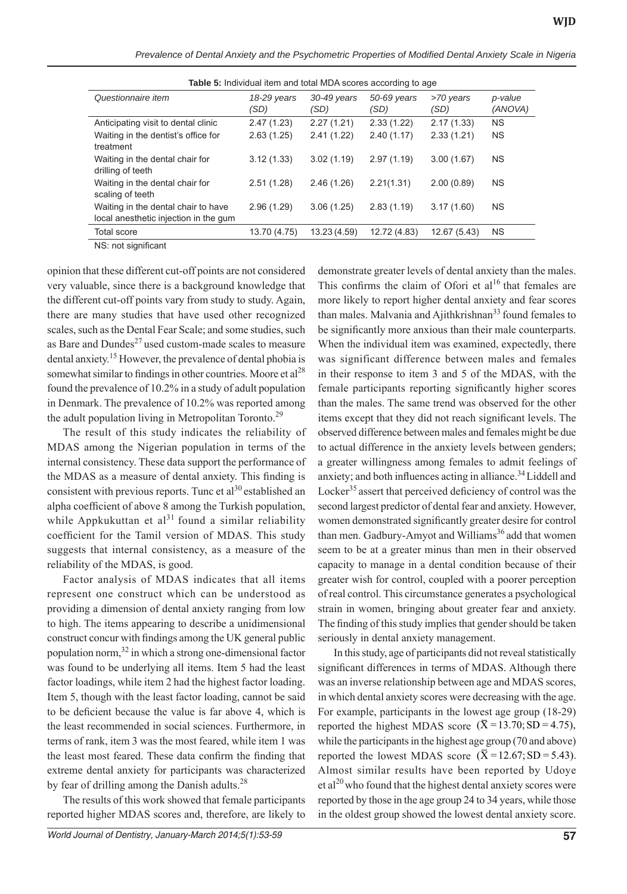**Table 5:** Individual item and total MDA scores according to age

| *Questionnaire item* | *18-29 years (SD)* | *30-49 years (SD)* | *50-69 years (SD)* | *>70 years (SD)* | *p-value (ANOVA)* |
|---|---|---|---|---|---|
| Anticipating visit to dental clinic | 2.47 (1.23) | 2.27 (1.21) | 2.33 (1.22) | 2.17 (1.33) | NS |
| Waiting in the dentist's office for treatment | 2.63 (1.25) | 2.41 (1.22) | 2.40 (1.17) | 2.33 (1.21) | NS |
| Waiting in the dental chair for drilling of teeth | 3.12 (1.33) | 3.02 (1.19) | 2.97 (1.19) | 3.00 (1.67) | NS |
| Waiting in the dental chair for scaling of teeth | 2.51 (1.28) | 2.46 (1.26) | 2.21(1.31) | 2.00 (0.89) | NS |
| Waiting in the dental chair to have local anesthetic injection in the gum | 2.96 (1.29) | 3.06 (1.25) | 2.83 (1.19) | 3.17 (1.60) | NS |
| Total score | 13.70 (4.75) | 13.23 (4.59) | 12.72 (4.83) | 12.67 (5.43) | NS |

NS: not significant

opinion that these different cut-off points are not considered very valuable, since there is a background knowledge that the different cut-off points vary from study to study. Again, there are many studies that have used other recognized scales, such as the Dental Fear Scale; and some studies, such as Bare and Dundes[27] used custom-made scales to measure dental anxiety.[15] However, the prevalence of dental phobia is somewhat similar to findings in other countries. Moore et al[28] found the prevalence of 10.2% in a study of adult population in Denmark. The prevalence of 10.2% was reported among the adult population living in Metropolitan Toronto.[29]

The result of this study indicates the reliability of MDAS among the Nigerian population in terms of the internal consistency. These data support the performance of the MDAS as a measure of dental anxiety. This finding is consistent with previous reports. Tunc et al[30] established an alpha coefficient of above 8 among the Turkish population, while Appkukuttan et al[31] found a similar reliability coefficient for the Tamil version of MDAS. This study suggests that internal consistency, as a measure of the reliability of the MDAS, is good.

Factor analysis of MDAS indicates that all items represent one construct which can be understood as providing a dimension of dental anxiety ranging from low to high. The items appearing to describe a unidimensional construct concur with findings among the UK general public population norm,[32] in which a strong one-dimensional factor was found to be underlying all items. Item 5 had the least factor loadings, while item 2 had the highest factor loading. Item 5, though with the least factor loading, cannot be said to be deficient because the value is far above 4, which is the least recommended in social sciences. Furthermore, in terms of rank, item 3 was the most feared, while item 1 was the least most feared. These data confirm the finding that extreme dental anxiety for participants was characterized by fear of drilling among the Danish adults.[28]

The results of this work showed that female participants reported higher MDAS scores and, therefore, are likely to demonstrate greater levels of dental anxiety than the males. This confirms the claim of Ofori et al[16] that females are more likely to report higher dental anxiety and fear scores than males. Malvania and Ajithkrishnan[33] found females to be significantly more anxious than their male counterparts. When the individual item was examined, expectedly, there was significant difference between males and females in their response to item 3 and 5 of the MDAS, with the female participants reporting significantly higher scores than the males. The same trend was observed for the other items except that they did not reach significant levels. The observed difference between males and females might be due to actual difference in the anxiety levels between genders; a greater willingness among females to admit feelings of anxiety; and both influences acting in alliance.[34] Liddell and Locker[35] assert that perceived deficiency of control was the second largest predictor of dental fear and anxiety. However, women demonstrated significantly greater desire for control than men. Gadbury-Amyot and Williams[36] add that women seem to be at a greater minus than men in their observed capacity to manage in a dental condition because of their greater wish for control, coupled with a poorer perception of real control. This circumstance generates a psychological strain in women, bringing about greater fear and anxiety. The finding of this study implies that gender should be taken seriously in dental anxiety management.

In this study, age of participants did not reveal statistically significant differences in terms of MDAS. Although there was an inverse relationship between age and MDAS scores, in which dental anxiety scores were decreasing with the age. For example, participants in the lowest age group (18-29) reported the highest MDAS score ($\bar{X} = 13.70; SD = 4.75$), while the participants in the highest age group (70 and above) reported the lowest MDAS score ($\bar{X} = 12.67; SD = 5.43$). Almost similar results have been reported by Udoye et al[20] who found that the highest dental anxiety scores were reported by those in the age group 24 to 34 years, while those in the oldest group showed the lowest dental anxiety score.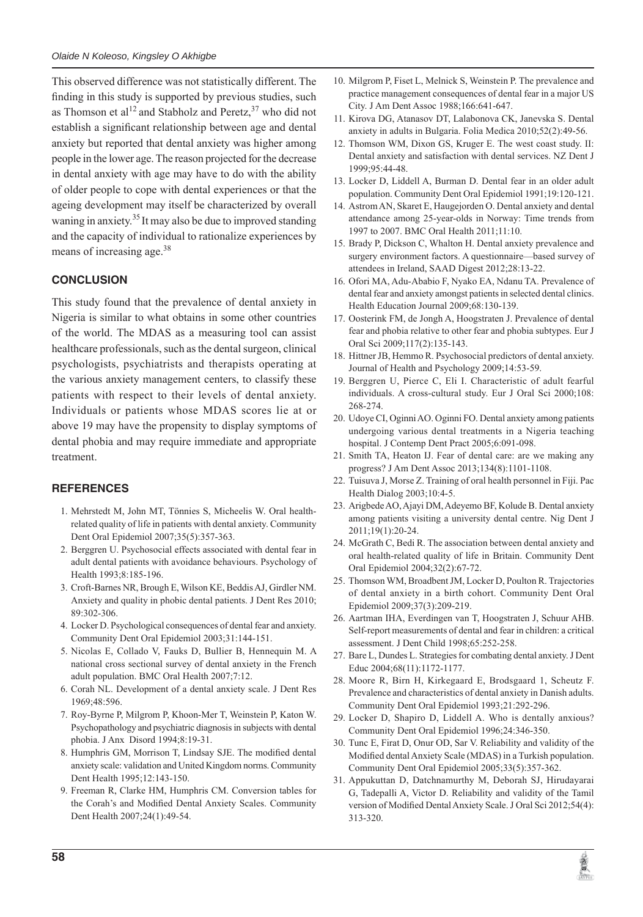This observed difference was not statistically different. The finding in this study is supported by previous studies, such as Thomson et al[12] and Stabholz and Peretz,[37] who did not establish a significant relationship between age and dental anxiety but reported that dental anxiety was higher among people in the lower age. The reason projected for the decrease in dental anxiety with age may have to do with the ability of older people to cope with dental experiences or that the ageing development may itself be characterized by overall waning in anxiety.[35] It may also be due to improved standing and the capacity of individual to rationalize experiences by means of increasing age.[38]

## CONCLUSION

This study found that the prevalence of dental anxiety in Nigeria is similar to what obtains in some other countries of the world. The MDAS as a measuring tool can assist healthcare professionals, such as the dental surgeon, clinical psychologists, psychiatrists and therapists operating at the various anxiety management centers, to classify these patients with respect to their levels of dental anxiety. Individuals or patients whose MDAS scores lie at or above 19 may have the propensity to display symptoms of dental phobia and may require immediate and appropriate treatment.

## REFERENCES

1. Mehrstedt M, John MT, Tönnies S, Micheelis W. Oral health-related quality of life in patients with dental anxiety. Community Dent Oral Epidemiol 2007;35(5):357-363.
2. Berggren U. Psychosocial effects associated with dental fear in adult dental patients with avoidance behaviours. Psychology of Health 1993;8:185-196.
3. Croft-Barnes NR, Brough E, Wilson KE, Beddis AJ, Girdler NM. Anxiety and quality in phobic dental patients. J Dent Res 2010; 89:302-306.
4. Locker D. Psychological consequences of dental fear and anxiety. Community Dent Oral Epidemiol 2003;31:144-151.
5. Nicolas E, Collado V, Fauks D, Bullier B, Hennequin M. A national cross sectional survey of dental anxiety in the French adult population. BMC Oral Health 2007;7:12.
6. Corah NL. Development of a dental anxiety scale. J Dent Res 1969;48:596.
7. Roy-Byrne P, Milgrom P, Khoon-Mer T, Weinstein P, Katon W. Psychopathology and psychiatric diagnosis in subjects with dental phobia. J Anx Disord 1994;8:19-31.
8. Humphris GM, Morrison T, Lindsay SJE. The modified dental anxiety scale: validation and United Kingdom norms. Community Dent Health 1995;12:143-150.
9. Freeman R, Clarke HM, Humphris CM. Conversion tables for the Corah's and Modified Dental Anxiety Scales. Community Dent Health 2007;24(1):49-54.
10. Milgrom P, Fiset L, Melnick S, Weinstein P. The prevalence and practice management consequences of dental fear in a major US City. J Am Dent Assoc 1988;166:641-647.
11. Kirova DG, Atanasov DT, Lalabonova CK, Janevska S. Dental anxiety in adults in Bulgaria. Folia Medica 2010;52(2):49-56.
12. Thomson WM, Dixon GS, Kruger E. The west coast study. II: Dental anxiety and satisfaction with dental services. NZ Dent J 1999;95:44-48.
13. Locker D, Liddell A, Burman D. Dental fear in an older adult population. Community Dent Oral Epidemiol 1991;19:120-121.
14. Astrom AN, Skaret E, Haugejorden O. Dental anxiety and dental attendance among 25-year-olds in Norway: Time trends from 1997 to 2007. BMC Oral Health 2011;11:10.
15. Brady P, Dickson C, Whalton H. Dental anxiety prevalence and surgery environment factors. A questionnaire—based survey of attendees in Ireland, SAAD Digest 2012;28:13-22.
16. Ofori MA, Adu-Ababio F, Nyako EA, Ndanu TA. Prevalence of dental fear and anxiety amongst patients in selected dental clinics. Health Education Journal 2009;68:130-139.
17. Oosterink FM, de Jongh A, Hoogstraten J. Prevalence of dental fear and phobia relative to other fear and phobia subtypes. Eur J Oral Sci 2009;117(2):135-143.
18. Hittner JB, Hemmo R. Psychosocial predictors of dental anxiety. Journal of Health and Psychology 2009;14:53-59.
19. Berggren U, Pierce C, Eli I. Characteristic of adult fearful individuals. A cross-cultural study. Eur J Oral Sci 2000;108: 268-274.
20. Udoye CI, Oginni AO. Oginni FO. Dental anxiety among patients undergoing various dental treatments in a Nigeria teaching hospital. J Contemp Dent Pract 2005;6:091-098.
21. Smith TA, Heaton IJ. Fear of dental care: are we making any progress? J Am Dent Assoc 2013;134(8):1101-1108.
22. Tuisuva J, Morse Z. Training of oral health personnel in Fiji. Pac Health Dialog 2003;10:4-5.
23. Arigbede AO, Ajayi DM, Adeyemo BF, Kolude B. Dental anxiety among patients visiting a university dental centre. Nig Dent J 2011;19(1):20-24.
24. McGrath C, Bedi R. The association between dental anxiety and oral health-related quality of life in Britain. Community Dent Oral Epidemiol 2004;32(2):67-72.
25. Thomson WM, Broadbent JM, Locker D, Poulton R. Trajectories of dental anxiety in a birth cohort. Community Dent Oral Epidemiol 2009;37(3):209-219.
26. Aartman IHA, Everdingen van T, Hoogstraten J, Schuur AHB. Self-report measurements of dental and fear in children: a critical assessment. J Dent Child 1998;65:252-258.
27. Bare L, Dundes L. Strategies for combating dental anxiety. J Dent Educ 2004;68(11):1172-1177.
28. Moore R, Birn H, Kirkegaard E, Brodsgaard 1, Scheutz F. Prevalence and characteristics of dental anxiety in Danish adults. Community Dent Oral Epidemiol 1993;21:292-296.
29. Locker D, Shapiro D, Liddell A. Who is dentally anxious? Community Dent Oral Epidemiol 1996;24:346-350.
30. Tunc E, Firat D, Onur OD, Sar V. Reliability and validity of the Modified dental Anxiety Scale (MDAS) in a Turkish population. Community Dent Oral Epidemiol 2005;33(5):357-362.
31. Appukuttan D, Datchnamurthy M, Deborah SJ, Hirudayarai G, Tadepalli A, Victor D. Reliability and validity of the Tamil version of Modified Dental Anxiety Scale. J Oral Sci 2012;54(4): 313-320.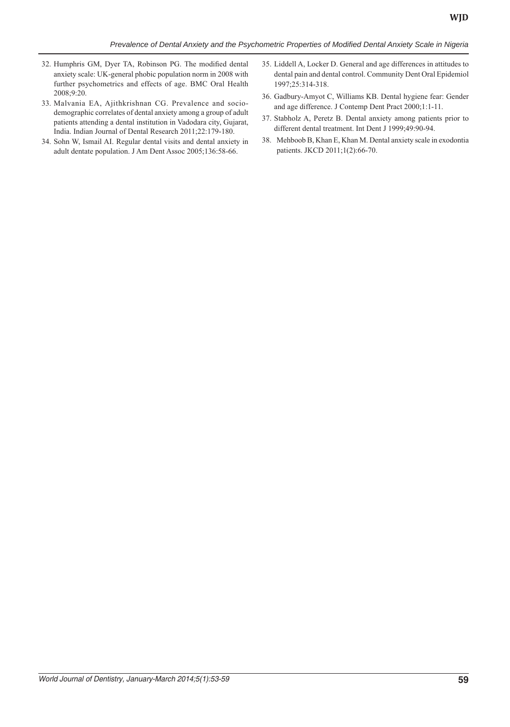32. Humphris GM, Dyer TA, Robinson PG. The modified dental anxiety scale: UK-general phobic population norm in 2008 with further psychometrics and effects of age. BMC Oral Health 2008;9:20.
33. Malvania EA, Ajithkrishnan CG. Prevalence and socio-demographic correlates of dental anxiety among a group of adult patients attending a dental institution in Vadodara city, Gujarat, India. Indian Journal of Dental Research 2011;22:179-180.
34. Sohn W, Ismail AI. Regular dental visits and dental anxiety in adult dentate population. J Am Dent Assoc 2005;136:58-66.
35. Liddell A, Locker D. General and age differences in attitudes to dental pain and dental control. Community Dent Oral Epidemiol 1997;25:314-318.
36. Gadbury-Amyot C, Williams KB. Dental hygiene fear: Gender and age difference. J Contemp Dent Pract 2000;1:1-11.
37. Stabholz A, Peretz B. Dental anxiety among patients prior to different dental treatment. Int Dent J 1999;49:90-94.
38. Mehboob B, Khan E, Khan M. Dental anxiety scale in exodontia patients. JKCD 2011;1(2):66-70.